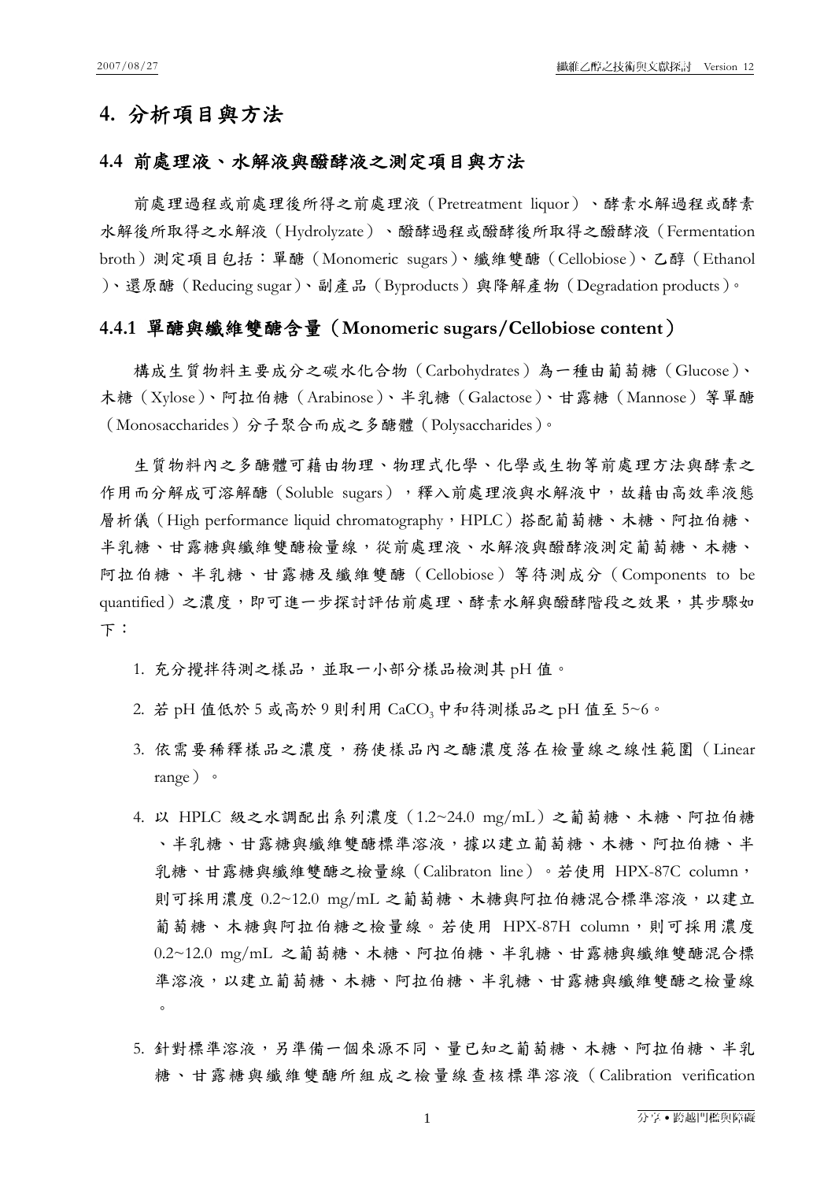# 4. 分析項目與方法

## 4.4 前處理液、水解液與醱酵液之測定項目與方法

前處理過程或前處理後所得之前處理液（Pretreatment liquor）、酵素水解過程或酵素水解後所取得之水解液（Hydrolyzate）、醱酵過程或醱酵後所取得之醱酵液（Fermentation broth）測定項目包括：單醣（Monomeric sugars）、纖維雙醣（Cellobiose）、乙醇（Ethanol）、還原醣（Reducing sugar）、副產品（Byproducts）與降解產物（Degradation products）。

### 4.4.1 單醣與纖維雙醣含量（Monomeric sugars/Cellobiose content）

構成生質物料主要成分之碳水化合物（Carbohydrates）為一種由葡萄糖（Glucose）、木糖（Xylose）、阿拉伯糖（Arabinose）、半乳糖（Galactose）、甘露糖（Mannose）等單醣（Monosaccharides）分子聚合而成之多醣體（Polysaccharides）。

生質物料內之多醣體可藉由物理、物理式化學、化學或生物等前處理方法與酵素之作用而分解成可溶解醣（Soluble sugars），釋入前處理液與水解液中，故藉由高效率液態層析儀（High performance liquid chromatography，HPLC）搭配葡萄糖、木糖、阿拉伯糖、半乳糖、甘露糖與纖維雙醣檢量線，從前處理液、水解液與醱酵液測定葡萄糖、木糖、阿拉伯糖、半乳糖、甘露糖及纖維雙醣（Cellobiose）等待測成分（Components to be quantified）之濃度，即可進一步探討評估前處理、酵素水解與醱酵階段之效果，其步驟如下：

1. 充分攪拌待測之樣品，並取一小部分樣品檢測其 pH 值。
2. 若 pH 值低於 5 或高於 9 則利用 $CaCO_3$ 中和待測樣品之 pH 值至 5~6。
3. 依需要稀釋樣品之濃度，務使樣品內之醣濃度落在檢量線之線性範圍（Linear range）。
4. 以 HPLC 級之水調配出系列濃度（1.2~24.0 mg/mL）之葡萄糖、木糖、阿拉伯糖、半乳糖、甘露糖與纖維雙醣標準溶液，據以建立葡萄糖、木糖、阿拉伯糖、半乳糖、甘露糖與纖維雙醣之檢量線（Calibraton line）。若使用 HPX-87C column，則可採用濃度 0.2~12.0 mg/mL 之葡萄糖、木糖與阿拉伯糖混合標準溶液，以建立葡萄糖、木糖與阿拉伯糖之檢量線。若使用 HPX-87H column，則可採用濃度 0.2~12.0 mg/mL 之葡萄糖、木糖、阿拉伯糖、半乳糖、甘露糖與纖維雙醣混合標準溶液，以建立葡萄糖、木糖、阿拉伯糖、半乳糖、甘露糖與纖維雙醣之檢量線。
5. 針對標準溶液，另準備一個來源不同、量已知之葡萄糖、木糖、阿拉伯糖、半乳糖、甘露糖與纖維雙醣所組成之檢量線查核標準溶液（Calibration verification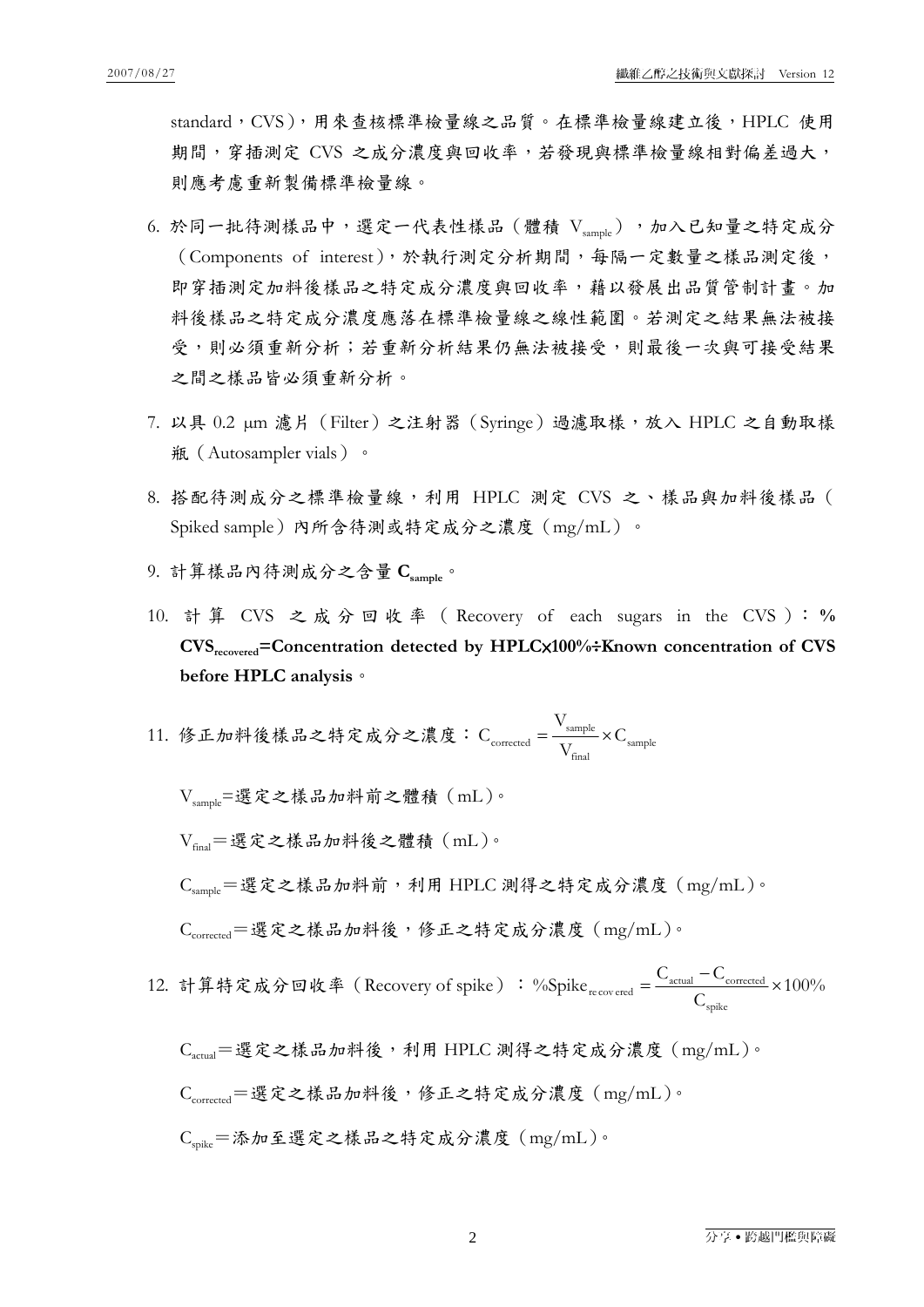standard，CVS），用來查核標準檢量線之品質。在標準檢量線建立後，HPLC 使用期間，穿插測定 CVS 之成分濃度與回收率，若發現與標準檢量線相對偏差過大，則應考慮重新製備標準檢量線。

6. 於同一批待測樣品中，選定一代表性樣品（體積 $V_{sample}$），加入已知量之特定成分（Components of interest），於執行測定分析期間，每隔一定數量之樣品測定後，即穿插測定加料後樣品之特定成分濃度與回收率，藉以發展出品質管制計畫。加料後樣品之特定成分濃度應落在標準檢量線之線性範圍。若測定之結果無法被接受，則必須重新分析；若重新分析結果仍無法被接受，則最後一次與可接受結果之間之樣品皆必須重新分析。

7. 以具 0.2 μm 濾片（Filter）之注射器（Syringe）過濾取樣，放入 HPLC 之自動取樣瓶（Autosampler vials）。

8. 搭配待測成分之標準檢量線，利用 HPLC 測定 CVS 之、樣品與加料後樣品（Spiked sample）內所含待測或特定成分之濃度（mg/mL）。

9. 計算樣品內待測成分之含量 $\mathbf{C_{sample}}$。

10. 計算 CVS 之成分回收率（Recovery of each sugars in the CVS）：**% $\mathbf{CVS_{recovered}}$=Concentration detected by HPLC×100%÷Known concentration of CVS before HPLC analysis**。

11. 修正加料後樣品之特定成分之濃度：$C_{corrected} = \dfrac{V_{sample}}{V_{final}} \times C_{sample}$

    $V_{sample}$=選定之樣品加料前之體積（mL）。

    $V_{final}$＝選定之樣品加料後之體積（mL）。

    $C_{sample}$＝選定之樣品加料前，利用 HPLC 測得之特定成分濃度（mg/mL）。

    $C_{corrected}$＝選定之樣品加料後，修正之特定成分濃度（mg/mL）。

12. 計算特定成分回收率（Recovery of spike）：$\%Spike_{recovered} = \dfrac{C_{actual} - C_{corrected}}{C_{spike}} \times 100\%$

    $C_{actual}$＝選定之樣品加料後，利用 HPLC 測得之特定成分濃度（mg/mL）。

    $C_{corrected}$＝選定之樣品加料後，修正之特定成分濃度（mg/mL）。

    $C_{spike}$＝添加至選定之樣品之特定成分濃度（mg/mL）。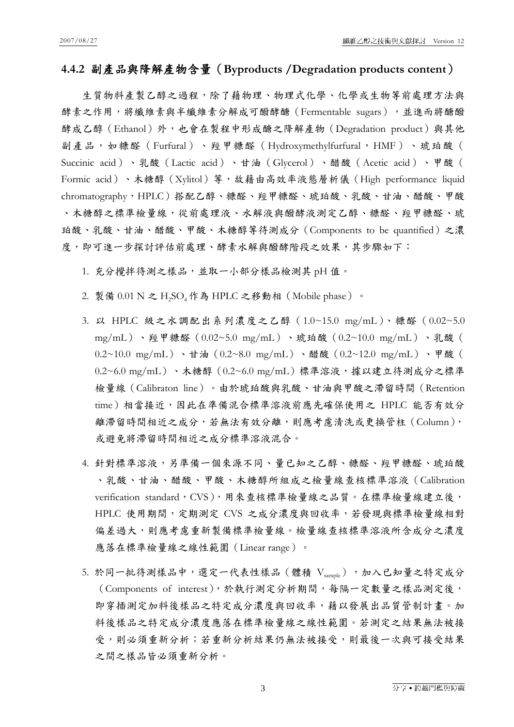### 4.4.2 副產品與降解產物含量（Byproducts /Degradation products content）

生質物料產製乙醇之過程，除了藉物理、物理式化學、化學或生物等前處理方法與酵素之作用，將纖維素與半纖維素分解成可醱酵醣（Fermentable sugars），並進而將醣醱酵成乙醇（Ethanol）外，也會在製程中形成醣之降解產物（Degradation product）與其他副產品，如糠醛（Furfural）、羥甲糠醛（Hydroxymethylfurfural，HMF）、琥珀酸（Succinic acid）、乳酸（Lactic acid）、甘油（Glycerol）、醋酸（Acetic acid）、甲酸（Formic acid）、木糖醇（Xylitol）等，故藉由高效率液態層析儀（High performance liquid chromatography，HPLC）搭配乙醇、糠醛、羥甲糠醛、琥珀酸、乳酸、甘油、醋酸、甲酸、木糖醇之標準檢量線，從前處理液、水解液與醱酵液測定乙醇、糠醛、羥甲糠醛、琥珀酸、乳酸、甘油、醋酸、甲酸、木糖醇等待測成分（Components to be quantified）之濃度，即可進一步探討評估前處理、酵素水解與醱酵階段之效果，其步驟如下：

1. 充分攪拌待測之樣品，並取一小部分樣品檢測其 pH 值。
2. 製備 0.01 N 之 $H_2SO_4$ 作為 HPLC 之移動相（Mobile phase）。
3. 以 HPLC 級之水調配出系列濃度之乙醇（1.0~15.0 mg/mL）、糠醛（0.02~5.0 mg/mL）、羥甲糠醛（0.02~5.0 mg/mL）、琥珀酸（0.2~10.0 mg/mL）、乳酸（0.2~10.0 mg/mL）、甘油（0.2~8.0 mg/mL）、醋酸（0.2~12.0 mg/mL）、甲酸（0.2~6.0 mg/mL）、木糖醇（0.2~6.0 mg/mL）標準溶液，據以建立待測成分之標準檢量線（Calibraton line）。由於琥珀酸與乳酸、甘油與甲酸之滯留時間（Retention time）相當接近，因此在準備混合標準溶液前應先確保使用之 HPLC 能否有效分離滯留時間相近之成分，若無法有效分離，則應考慮清洗或更換管柱（Column），或避免將滯留時間相近之成分標準溶液混合。
4. 針對標準溶液，另準備一個來源不同、量已知之乙醇、糠醛、羥甲糠醛、琥珀酸、乳酸、甘油、醋酸、甲酸、木糖醇所組成之檢量線查核標準溶液（Calibration verification standard，CVS），用來查核標準檢量線之品質。在標準檢量線建立後，HPLC 使用期間，定期測定 CVS 之成分濃度與回收率，若發現與標準檢量線相對偏差過大，則應考慮重新製備標準檢量線。檢量線查核標準溶液所含成分之濃度應落在標準檢量線之線性範圍（Linear range）。
5. 於同一批待測樣品中，選定一代表性樣品（體積 $V_{sample}$），加入已知量之特定成分（Components of interest），於執行測定分析期間，每隔一定數量之樣品測定後，即穿插測定加料後樣品之特定成分濃度與回收率，藉以發展出品質管制計畫。加料後樣品之特定成分濃度應落在標準檢量線之線性範圍。若測定之結果無法被接受，則必須重新分析；若重新分析結果仍無法被接受，則最後一次與可接受結果之間之樣品皆必須重新分析。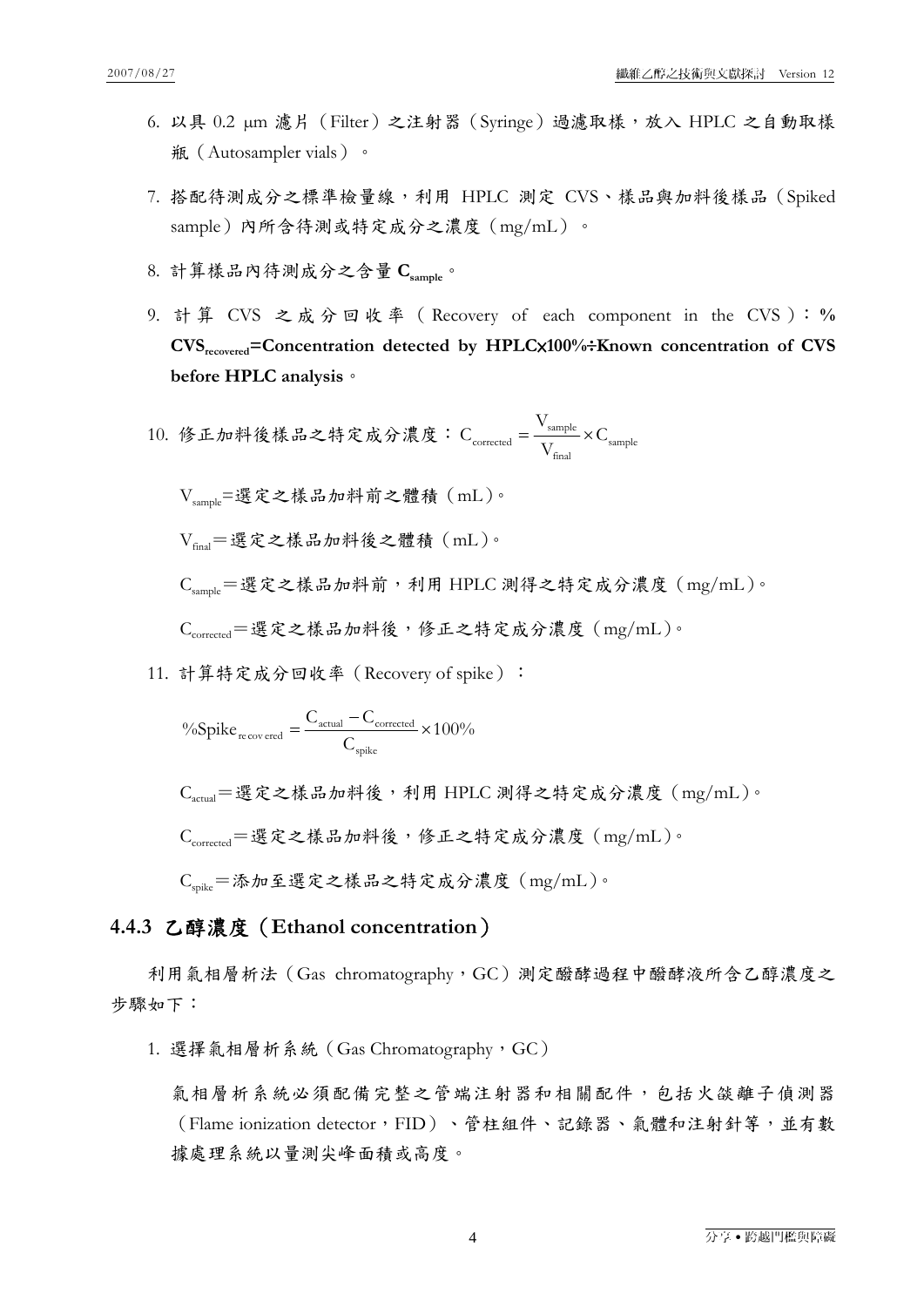6. 以具 0.2 μm 濾片（Filter）之注射器（Syringe）過濾取樣，放入 HPLC 之自動取樣瓶（Autosampler vials）。

7. 搭配待測成分之標準檢量線，利用 HPLC 測定 CVS、樣品與加料後樣品（Spiked sample）內所含待測或特定成分之濃度（mg/mL）。

8. 計算樣品內待測成分之含量 $\mathbf{C_{sample}}$。

9. 計算 CVS 之成分回收率（Recovery of each component in the CVS）：**% $\mathbf{CVS_{recovered}}$=Concentration detected by HPLC×100%÷Known concentration of CVS before HPLC analysis**。

10. 修正加料後樣品之特定成分濃度：$C_{corrected} = \dfrac{V_{sample}}{V_{final}} \times C_{sample}$

    $V_{sample}$=選定之樣品加料前之體積（mL）。

    $V_{final}$＝選定之樣品加料後之體積（mL）。

    $C_{sample}$＝選定之樣品加料前，利用 HPLC 測得之特定成分濃度（mg/mL）。

    $C_{corrected}$＝選定之樣品加料後，修正之特定成分濃度（mg/mL）。

11. 計算特定成分回收率（Recovery of spike）：

    $$\%\text{Spike}_{recovered} = \frac{C_{actual} - C_{corrected}}{C_{spike}} \times 100\%$$

    $C_{actual}$＝選定之樣品加料後，利用 HPLC 測得之特定成分濃度（mg/mL）。

    $C_{corrected}$＝選定之樣品加料後，修正之特定成分濃度（mg/mL）。

    $C_{spike}$＝添加至選定之樣品之特定成分濃度（mg/mL）。

### 4.4.3 乙醇濃度（Ethanol concentration）

利用氣相層析法（Gas chromatography，GC）測定醱酵過程中醱酵液所含乙醇濃度之步驟如下：

1. 選擇氣相層析系統（Gas Chromatography，GC）

   氣相層析系統必須配備完整之管端注射器和相關配件，包括火燄離子偵測器（Flame ionization detector，FID）、管柱組件、記錄器、氣體和注射針等，並有數據處理系統以量測尖峰面積或高度。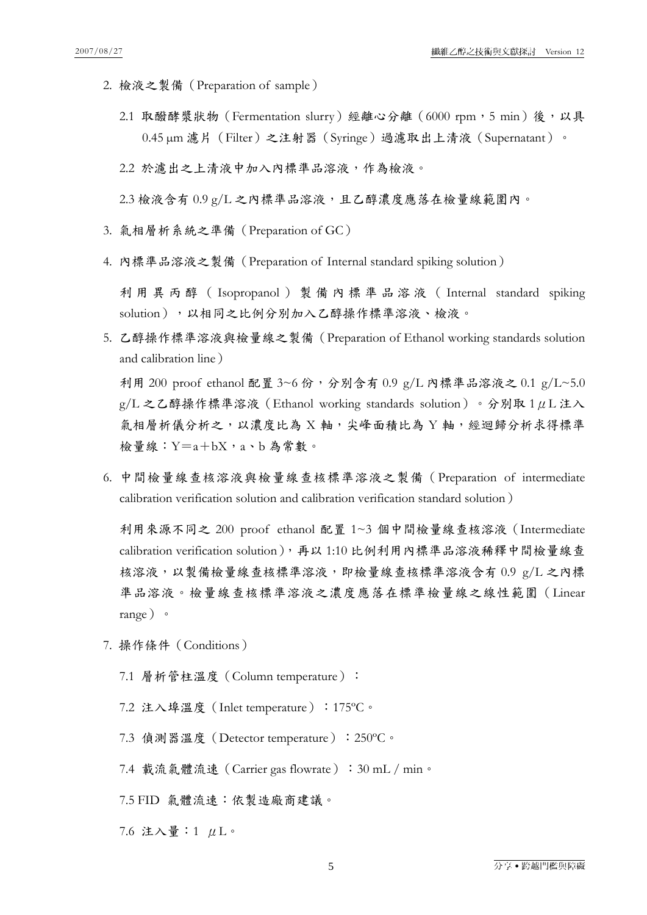2. 檢液之製備（Preparation of sample）

   2.1 取醱酵漿狀物（Fermentation slurry）經離心分離（6000 rpm，5 min）後，以具 0.45 μm 濾片（Filter）之注射器（Syringe）過濾取出上清液（Supernatant）。

   2.2 於濾出之上清液中加入內標準品溶液，作為檢液。

   2.3 檢液含有 0.9 g/L 之內標準品溶液，且乙醇濃度應落在檢量線範圍內。

3. 氣相層析系統之準備（Preparation of GC）

4. 內標準品溶液之製備（Preparation of Internal standard spiking solution）

   利用異丙醇（Isopropanol）製備內標準品溶液（Internal standard spiking solution），以相同之比例分別加入乙醇操作標準溶液、檢液。

5. 乙醇操作標準溶液與檢量線之製備（Preparation of Ethanol working standards solution and calibration line）

   利用 200 proof ethanol 配置 3~6 份，分別含有 0.9 g/L 內標準品溶液之 0.1 g/L~5.0 g/L 之乙醇操作標準溶液（Ethanol working standards solution）。分別取 1 μL 注入氣相層析儀分析之，以濃度比為 X 軸，尖峰面積比為 Y 軸，經迴歸分析求得標準檢量線：$Y = a + bX$，a、b 為常數。

6. 中間檢量線查核溶液與檢量線查核標準溶液之製備（Preparation of intermediate calibration verification solution and calibration verification standard solution）

   利用來源不同之 200 proof ethanol 配置 1~3 個中間檢量線查核溶液（Intermediate calibration verification solution），再以 1:10 比例利用內標準品溶液稀釋中間檢量線查核溶液，以製備檢量線查核標準溶液，即檢量線查核標準溶液含有 0.9 g/L 之內標準品溶液。檢量線查核標準溶液之濃度應落在標準檢量線之線性範圍（Linear range）。

7. 操作條件（Conditions）

   7.1 層析管柱溫度（Column temperature）：

   7.2 注入埠溫度（Inlet temperature）：175ºC。

   7.3 偵測器溫度（Detector temperature）：250ºC。

   7.4 載流氣體流速（Carrier gas flowrate）：30 mL / min。

   7.5 FID 氣體流速：依製造廠商建議。

   7.6 注入量：1 μL。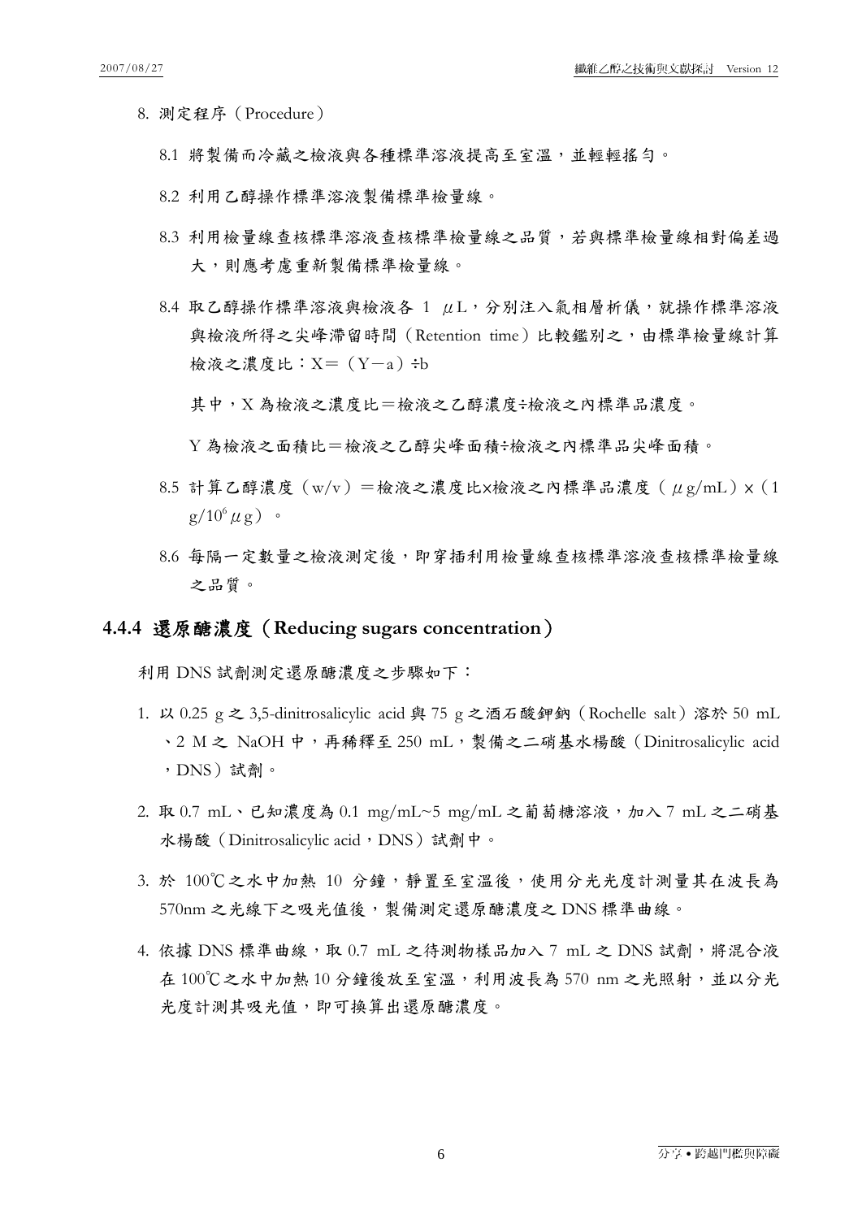8. 測定程序（Procedure）

   8.1 將製備而冷藏之檢液與各種標準溶液提高至室溫，並輕輕搖勻。

   8.2 利用乙醇操作標準溶液製備標準檢量線。

   8.3 利用檢量線查核標準溶液查核標準檢量線之品質，若與標準檢量線相對偏差過大，則應考慮重新製備標準檢量線。

   8.4 取乙醇操作標準溶液與檢液各 1 $\mu$L，分別注入氣相層析儀，就操作標準溶液與檢液所得之尖峰滯留時間（Retention time）比較鑑別之，由標準檢量線計算檢液之濃度比：$X=(Y-a)\div b$

   其中，X 為檢液之濃度比＝檢液之乙醇濃度÷檢液之內標準品濃度。

   Y 為檢液之面積比＝檢液之乙醇尖峰面積÷檢液之內標準品尖峰面積。

   8.5 計算乙醇濃度（w/v）＝檢液之濃度比×檢液之內標準品濃度（$\mu$g/mL）×（1 g/$10^6$ $\mu$g）。

   8.6 每隔一定數量之檢液測定後，即穿插利用檢量線查核標準溶液查核標準檢量線之品質。

### 4.4.4 還原醣濃度（Reducing sugars concentration）

利用 DNS 試劑測定還原醣濃度之步驟如下：

1. 以 0.25 g 之 3,5-dinitrosalicylic acid 與 75 g 之酒石酸鉀鈉（Rochelle salt）溶於 50 mL、2 M 之 NaOH 中，再稀釋至 250 mL，製備之二硝基水楊酸（Dinitrosalicylic acid，DNS）試劑。

2. 取 0.7 mL、已知濃度為 0.1 mg/mL~5 mg/mL 之葡萄糖溶液，加入 7 mL 之二硝基水楊酸（Dinitrosalicylic acid，DNS）試劑中。

3. 於 100℃之水中加熱 10 分鐘，靜置至室溫後，使用分光光度計測量其在波長為 570nm 之光線下之吸光值後，製備測定還原醣濃度之 DNS 標準曲線。

4. 依據 DNS 標準曲線，取 0.7 mL 之待測物樣品加入 7 mL 之 DNS 試劑，將混合液在 100℃之水中加熱 10 分鐘後放至室溫，利用波長為 570 nm 之光照射，並以分光光度計測其吸光值，即可換算出還原醣濃度。